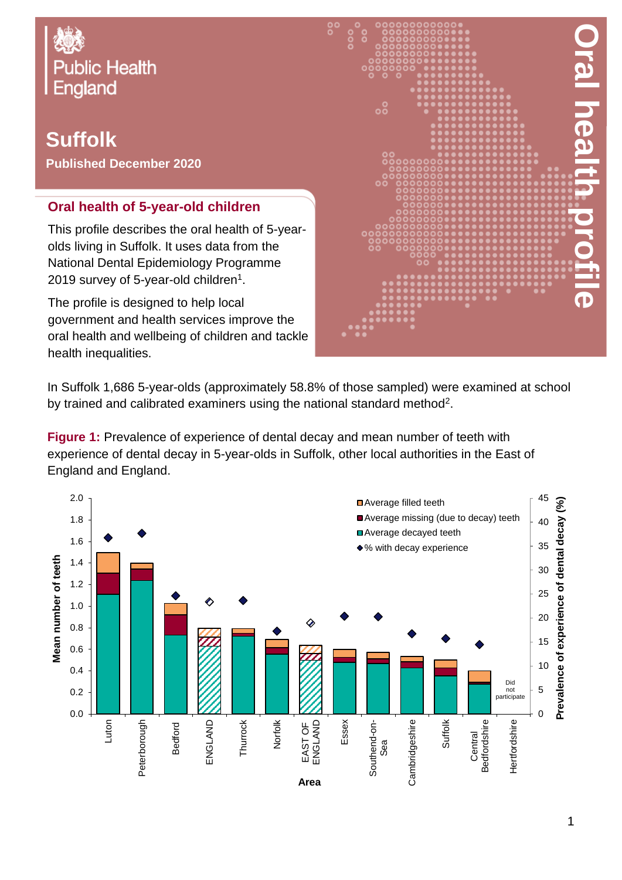Public Health England

# Suffolk

**Published December 2020**

# Oral health profile

## Oral health of 5-year-old children

This profile describes the oral health of 5-year-olds living in Suffolk. It uses data from the National Dental Epidemiology Programme 2019 survey of 5-year-old children[1].

The profile is designed to help local government and health services improve the oral health and wellbeing of children and tackle health inequalities.

In Suffolk 1,686 5-year-olds (approximately 58.8% of those sampled) were examined at school by trained and calibrated examiners using the national standard method[2].

**Figure 1:** Prevalence of experience of dental decay and mean number of teeth with experience of dental decay in 5-year-olds in Suffolk, other local authorities in the East of England and England.

Chart legend: Average filled teeth; Average missing (due to decay) teeth; Average decayed teeth; % with decay experience

Left axis: Mean number of teeth (0.0–2.0). Right axis: Prevalence of experience of dental decay (%) (0–45). X-axis: Area

Areas shown: Luton, Peterborough, Bedford, ENGLAND, Thurrock, Norfolk, EAST OF ENGLAND, Essex, Southend-on-Sea, Cambridgeshire, Suffolk, Central Bedfordshire, Hertfordshire (Did not participate)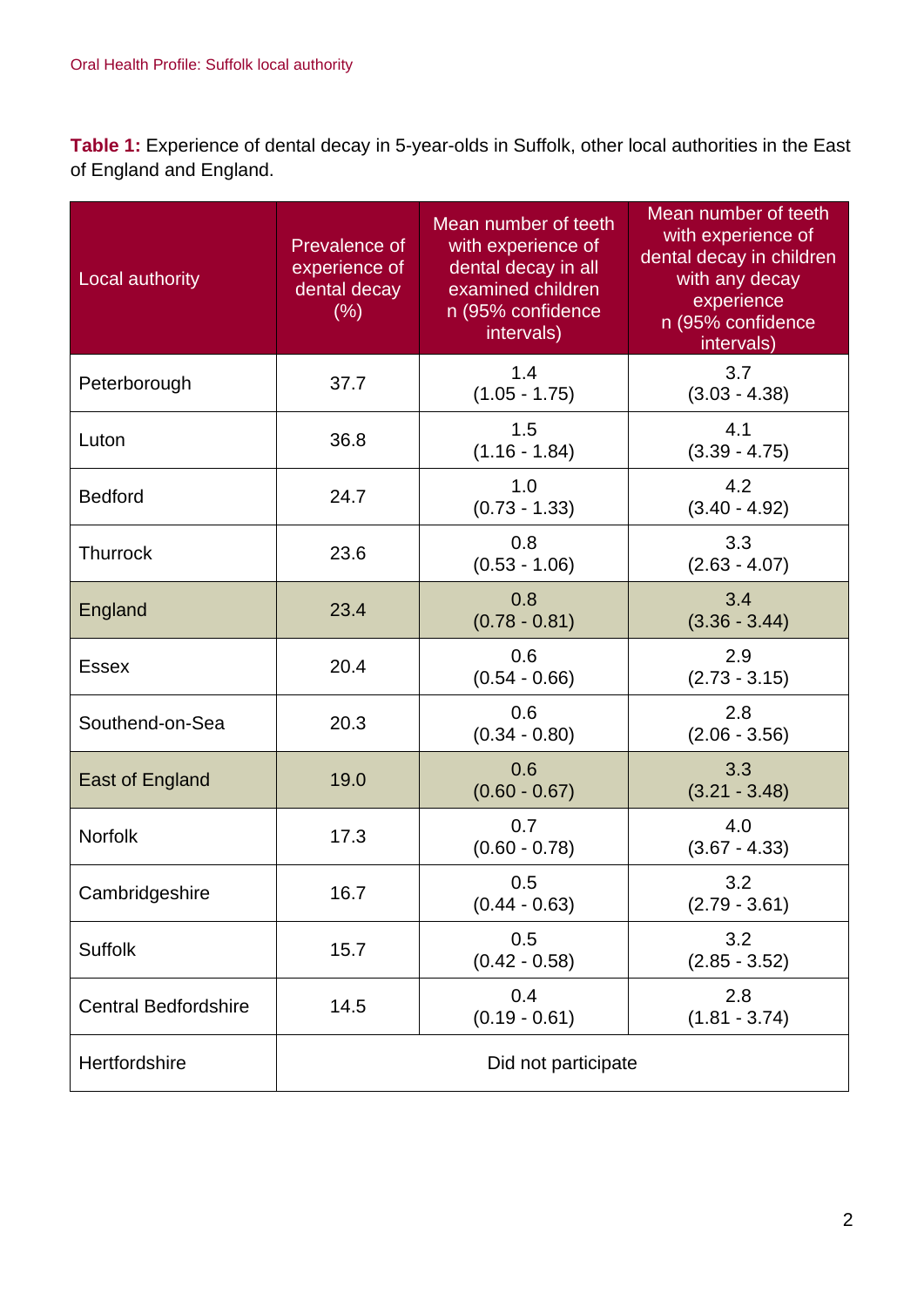**Table 1:** Experience of dental decay in 5-year-olds in Suffolk, other local authorities in the East of England and England.

| Local authority | Prevalence of experience of dental decay (%) | Mean number of teeth with experience of dental decay in all examined children n (95% confidence intervals) | Mean number of teeth with experience of dental decay in children with any decay experience n (95% confidence intervals) |
|---|---|---|---|
| Peterborough | 37.7 | 1.4 (1.05 - 1.75) | 3.7 (3.03 - 4.38) |
| Luton | 36.8 | 1.5 (1.16 - 1.84) | 4.1 (3.39 - 4.75) |
| Bedford | 24.7 | 1.0 (0.73 - 1.33) | 4.2 (3.40 - 4.92) |
| Thurrock | 23.6 | 0.8 (0.53 - 1.06) | 3.3 (2.63 - 4.07) |
| England | 23.4 | 0.8 (0.78 - 0.81) | 3.4 (3.36 - 3.44) |
| Essex | 20.4 | 0.6 (0.54 - 0.66) | 2.9 (2.73 - 3.15) |
| Southend-on-Sea | 20.3 | 0.6 (0.34 - 0.80) | 2.8 (2.06 - 3.56) |
| East of England | 19.0 | 0.6 (0.60 - 0.67) | 3.3 (3.21 - 3.48) |
| Norfolk | 17.3 | 0.7 (0.60 - 0.78) | 4.0 (3.67 - 4.33) |
| Cambridgeshire | 16.7 | 0.5 (0.44 - 0.63) | 3.2 (2.79 - 3.61) |
| Suffolk | 15.7 | 0.5 (0.42 - 0.58) | 3.2 (2.85 - 3.52) |
| Central Bedfordshire | 14.5 | 0.4 (0.19 - 0.61) | 2.8 (1.81 - 3.74) |
| Hertfordshire | Did not participate | | |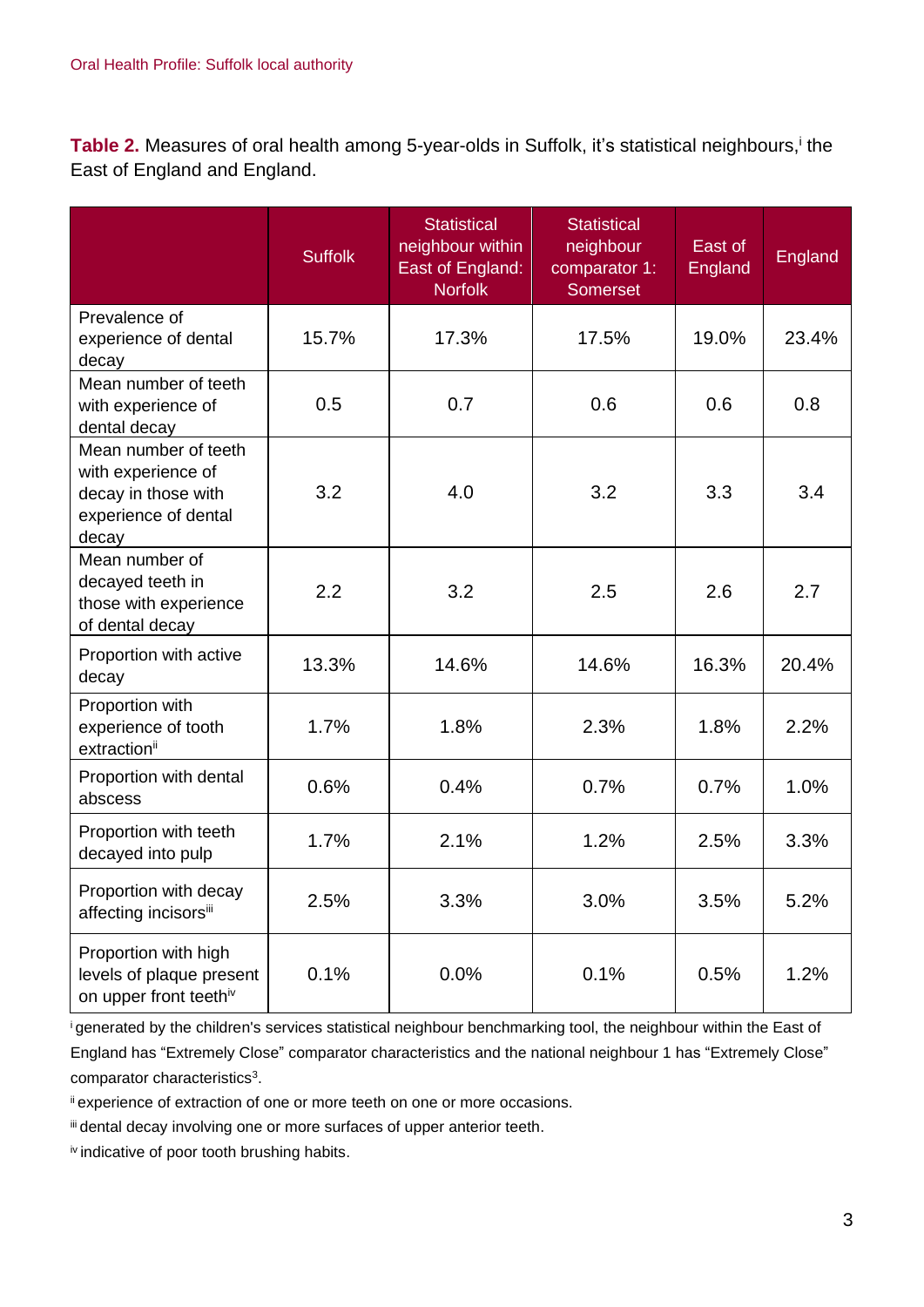**Table 2.** Measures of oral health among 5-year-olds in Suffolk, it's statistical neighbours,[i] the East of England and England.

| | Suffolk | Statistical neighbour within East of England: Norfolk | Statistical neighbour comparator 1: Somerset | East of England | England |
|---|---|---|---|---|---|
| Prevalence of experience of dental decay | 15.7% | 17.3% | 17.5% | 19.0% | 23.4% |
| Mean number of teeth with experience of dental decay | 0.5 | 0.7 | 0.6 | 0.6 | 0.8 |
| Mean number of teeth with experience of decay in those with experience of dental decay | 3.2 | 4.0 | 3.2 | 3.3 | 3.4 |
| Mean number of decayed teeth in those with experience of dental decay | 2.2 | 3.2 | 2.5 | 2.6 | 2.7 |
| Proportion with active decay | 13.3% | 14.6% | 14.6% | 16.3% | 20.4% |
| Proportion with experience of tooth extraction[ii] | 1.7% | 1.8% | 2.3% | 1.8% | 2.2% |
| Proportion with dental abscess | 0.6% | 0.4% | 0.7% | 0.7% | 1.0% |
| Proportion with teeth decayed into pulp | 1.7% | 2.1% | 1.2% | 2.5% | 3.3% |
| Proportion with decay affecting incisors[iii] | 2.5% | 3.3% | 3.0% | 3.5% | 5.2% |
| Proportion with high levels of plaque present on upper front teeth[iv] | 0.1% | 0.0% | 0.1% | 0.5% | 1.2% |

[i] generated by the children's services statistical neighbour benchmarking tool, the neighbour within the East of England has "Extremely Close" comparator characteristics and the national neighbour 1 has "Extremely Close" comparator characteristics[3].

[ii] experience of extraction of one or more teeth on one or more occasions.

[iii] dental decay involving one or more surfaces of upper anterior teeth.

[iv] indicative of poor tooth brushing habits.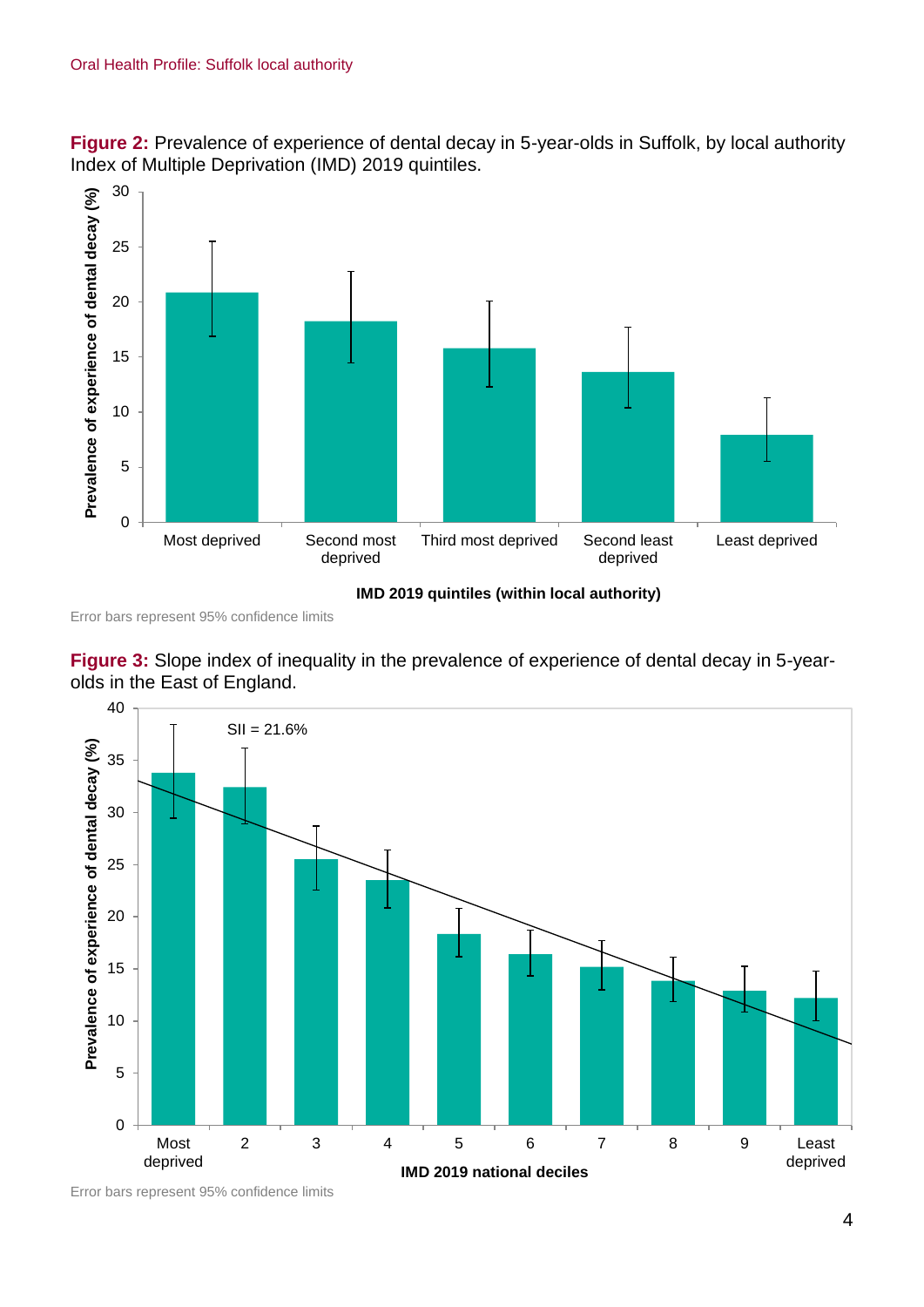**Figure 2:** Prevalence of experience of dental decay in 5-year-olds in Suffolk, by local authority Index of Multiple Deprivation (IMD) 2019 quintiles.

Error bars represent 95% confidence limits

**Figure 3:** Slope index of inequality in the prevalence of experience of dental decay in 5-year-olds in the East of England.

Error bars represent 95% confidence limits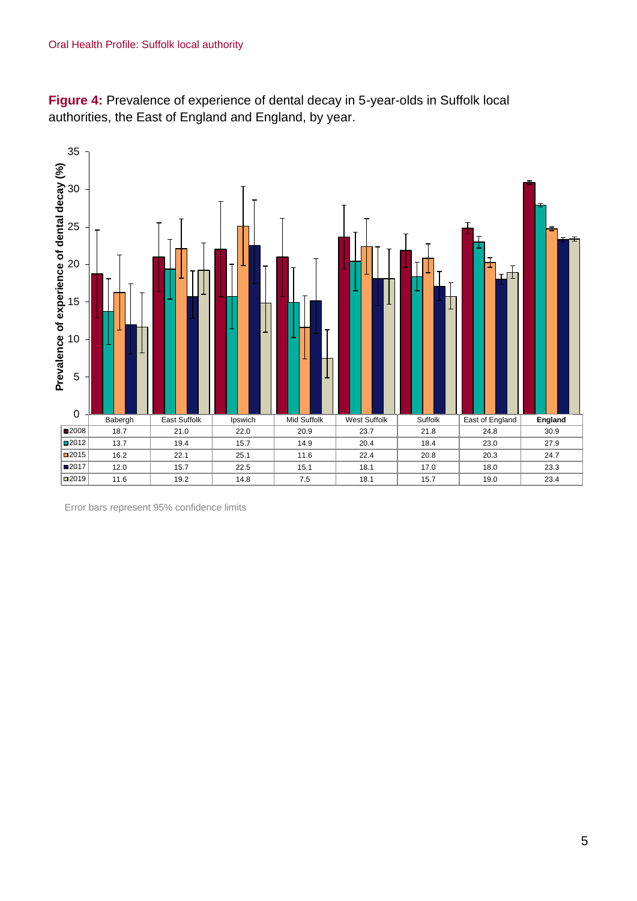**Figure 4:** Prevalence of experience of dental decay in 5-year-olds in Suffolk local authorities, the East of England and England, by year.

| | Babergh | East Suffolk | Ipswich | Mid Suffolk | West Suffolk | Suffolk | East of England | **England** |
|---|---|---|---|---|---|---|---|---|
| 2008 | 18.7 | 21.0 | 22.0 | 20.9 | 23.7 | 21.8 | 24.8 | 30.9 |
| 2012 | 13.7 | 19.4 | 15.7 | 14.9 | 20.4 | 18.4 | 23.0 | 27.9 |
| 2015 | 16.2 | 22.1 | 25.1 | 11.6 | 22.4 | 20.8 | 20.3 | 24.7 |
| 2017 | 12.0 | 15.7 | 22.5 | 15.1 | 18.1 | 17.0 | 18.0 | 23.3 |
| 2019 | 11.6 | 19.2 | 14.8 | 7.5 | 18.1 | 15.7 | 19.0 | 23.4 |

Error bars represent 95% confidence limits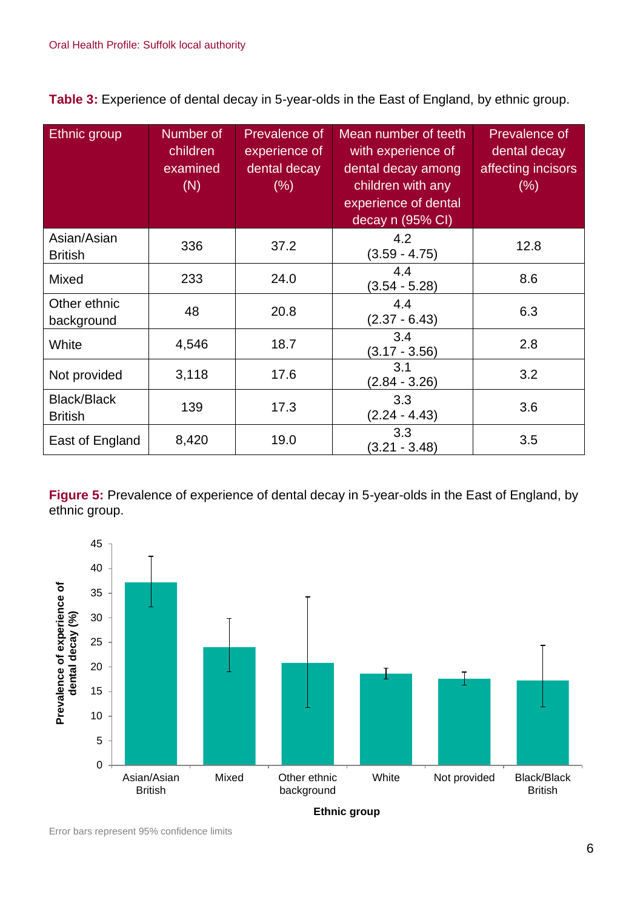**Table 3:** Experience of dental decay in 5-year-olds in the East of England, by ethnic group.

| Ethnic group | Number of children examined (N) | Prevalence of experience of dental decay (%) | Mean number of teeth with experience of dental decay among children with any experience of dental decay n (95% CI) | Prevalence of dental decay affecting incisors (%) |
|---|---|---|---|---|
| Asian/Asian British | 336 | 37.2 | 4.2 (3.59 - 4.75) | 12.8 |
| Mixed | 233 | 24.0 | 4.4 (3.54 - 5.28) | 8.6 |
| Other ethnic background | 48 | 20.8 | 4.4 (2.37 - 6.43) | 6.3 |
| White | 4,546 | 18.7 | 3.4 (3.17 - 3.56) | 2.8 |
| Not provided | 3,118 | 17.6 | 3.1 (2.84 - 3.26) | 3.2 |
| Black/Black British | 139 | 17.3 | 3.3 (2.24 - 4.43) | 3.6 |
| East of England | 8,420 | 19.0 | 3.3 (3.21 - 3.48) | 3.5 |

**Figure 5:** Prevalence of experience of dental decay in 5-year-olds in the East of England, by ethnic group.

Error bars represent 95% confidence limits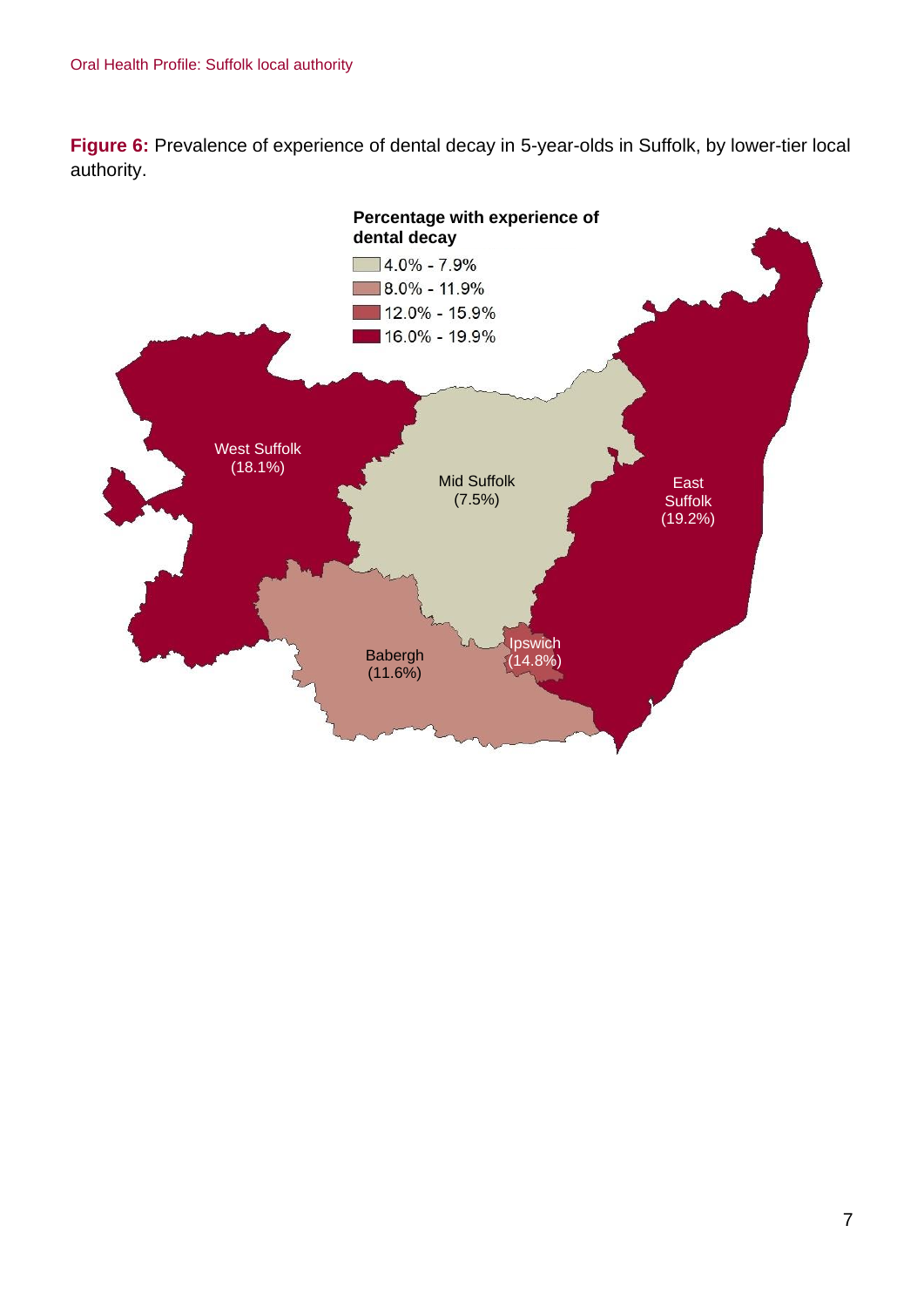**Figure 6:** Prevalence of experience of dental decay in 5-year-olds in Suffolk, by lower-tier local authority.

**Percentage with experience of dental decay**

- 4.0% - 7.9%
- 8.0% - 11.9%
- 12.0% - 15.9%
- 16.0% - 19.9%

West Suffolk (18.1%)

Mid Suffolk (7.5%)

East Suffolk (19.2%)

Babergh (11.6%)

Ipswich (14.8%)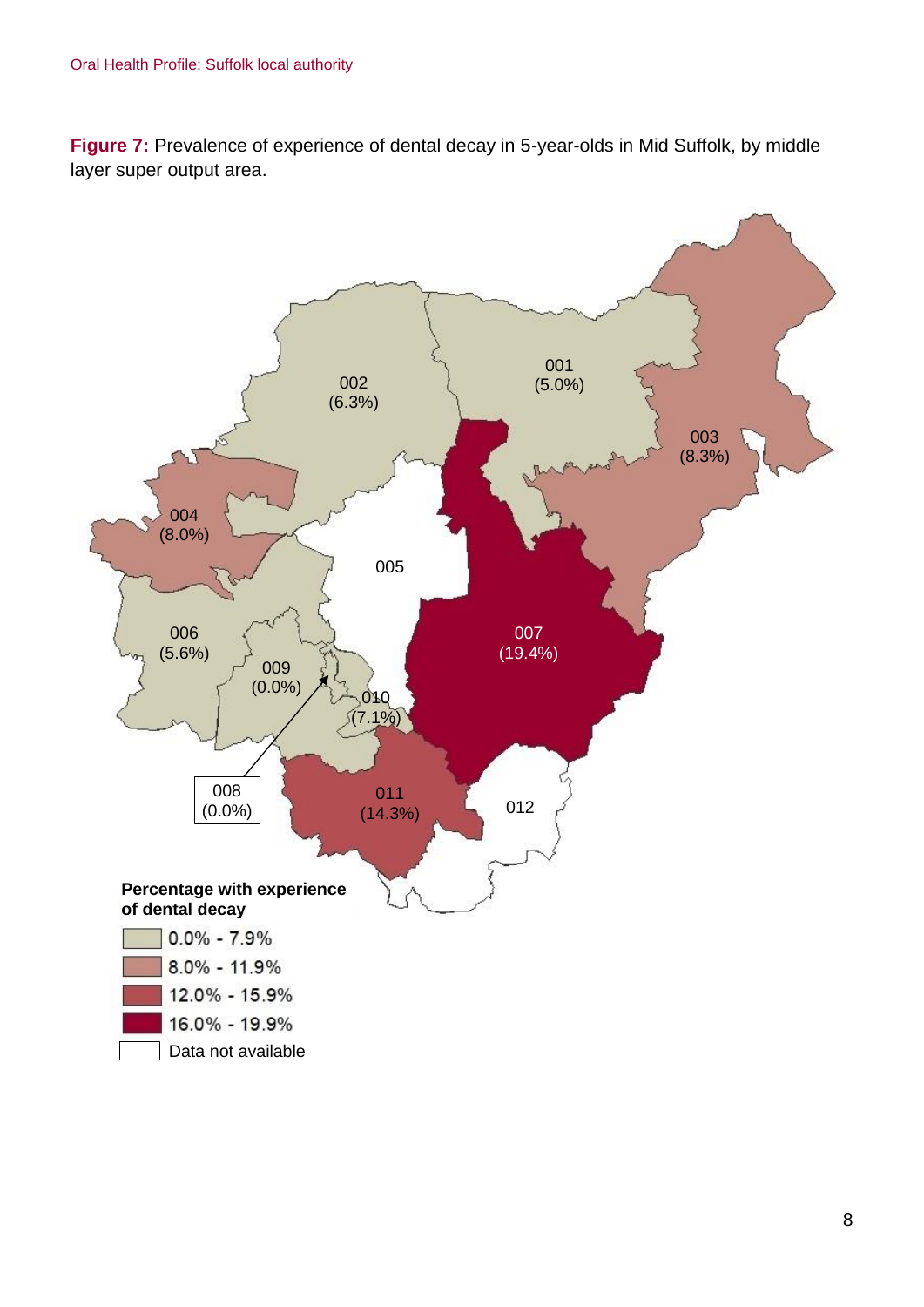**Figure 7:** Prevalence of experience of dental decay in 5-year-olds in Mid Suffolk, by middle layer super output area.

001 (5.0%)

002 (6.3%)

003 (8.3%)

004 (8.0%)

005

006 (5.6%)

007 (19.4%)

008 (0.0%)

009 (0.0%)

010 (7.1%)

011 (14.3%)

012

**Percentage with experience of dental decay**

- 0.0% - 7.9%
- 8.0% - 11.9%
- 12.0% - 15.9%
- 16.0% - 19.9%
- Data not available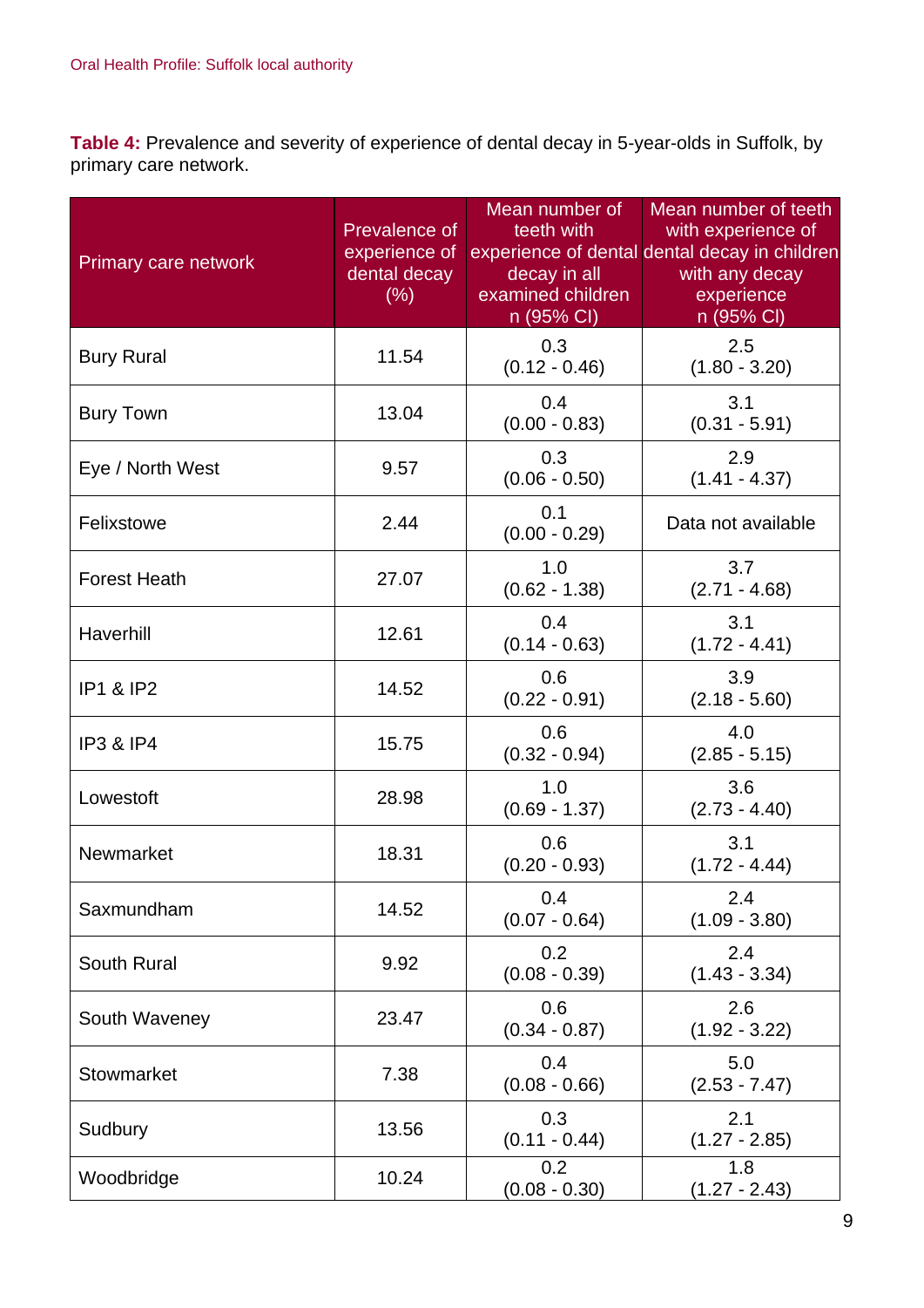**Table 4:** Prevalence and severity of experience of dental decay in 5-year-olds in Suffolk, by primary care network.

| Primary care network | Prevalence of experience of dental decay (%) | Mean number of teeth with experience of dental decay in all examined children n (95% CI) | Mean number of teeth with experience of dental decay in children with any decay experience n (95% CI) |
|---|---|---|---|
| Bury Rural | 11.54 | 0.3 (0.12 - 0.46) | 2.5 (1.80 - 3.20) |
| Bury Town | 13.04 | 0.4 (0.00 - 0.83) | 3.1 (0.31 - 5.91) |
| Eye / North West | 9.57 | 0.3 (0.06 - 0.50) | 2.9 (1.41 - 4.37) |
| Felixstowe | 2.44 | 0.1 (0.00 - 0.29) | Data not available |
| Forest Heath | 27.07 | 1.0 (0.62 - 1.38) | 3.7 (2.71 - 4.68) |
| Haverhill | 12.61 | 0.4 (0.14 - 0.63) | 3.1 (1.72 - 4.41) |
| IP1 & IP2 | 14.52 | 0.6 (0.22 - 0.91) | 3.9 (2.18 - 5.60) |
| IP3 & IP4 | 15.75 | 0.6 (0.32 - 0.94) | 4.0 (2.85 - 5.15) |
| Lowestoft | 28.98 | 1.0 (0.69 - 1.37) | 3.6 (2.73 - 4.40) |
| Newmarket | 18.31 | 0.6 (0.20 - 0.93) | 3.1 (1.72 - 4.44) |
| Saxmundham | 14.52 | 0.4 (0.07 - 0.64) | 2.4 (1.09 - 3.80) |
| South Rural | 9.92 | 0.2 (0.08 - 0.39) | 2.4 (1.43 - 3.34) |
| South Waveney | 23.47 | 0.6 (0.34 - 0.87) | 2.6 (1.92 - 3.22) |
| Stowmarket | 7.38 | 0.4 (0.08 - 0.66) | 5.0 (2.53 - 7.47) |
| Sudbury | 13.56 | 0.3 (0.11 - 0.44) | 2.1 (1.27 - 2.85) |
| Woodbridge | 10.24 | 0.2 (0.08 - 0.30) | 1.8 (1.27 - 2.43) |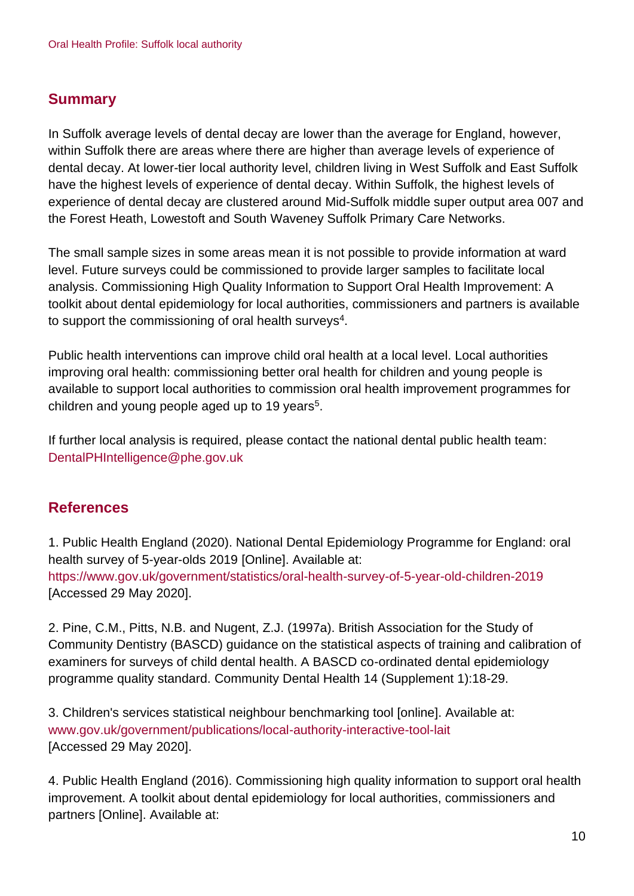## Summary

In Suffolk average levels of dental decay are lower than the average for England, however, within Suffolk there are areas where there are higher than average levels of experience of dental decay. At lower-tier local authority level, children living in West Suffolk and East Suffolk have the highest levels of experience of dental decay. Within Suffolk, the highest levels of experience of dental decay are clustered around Mid-Suffolk middle super output area 007 and the Forest Heath, Lowestoft and South Waveney Suffolk Primary Care Networks.

The small sample sizes in some areas mean it is not possible to provide information at ward level. Future surveys could be commissioned to provide larger samples to facilitate local analysis. Commissioning High Quality Information to Support Oral Health Improvement: A toolkit about dental epidemiology for local authorities, commissioners and partners is available to support the commissioning of oral health surveys[4].

Public health interventions can improve child oral health at a local level. Local authorities improving oral health: commissioning better oral health for children and young people is available to support local authorities to commission oral health improvement programmes for children and young people aged up to 19 years[5].

If further local analysis is required, please contact the national dental public health team: DentalPHIntelligence@phe.gov.uk

## References

1. Public Health England (2020). National Dental Epidemiology Programme for England: oral health survey of 5-year-olds 2019 [Online]. Available at: https://www.gov.uk/government/statistics/oral-health-survey-of-5-year-old-children-2019 [Accessed 29 May 2020].

2. Pine, C.M., Pitts, N.B. and Nugent, Z.J. (1997a). British Association for the Study of Community Dentistry (BASCD) guidance on the statistical aspects of training and calibration of examiners for surveys of child dental health. A BASCD co-ordinated dental epidemiology programme quality standard. Community Dental Health 14 (Supplement 1):18-29.

3. Children's services statistical neighbour benchmarking tool [online]. Available at: www.gov.uk/government/publications/local-authority-interactive-tool-lait [Accessed 29 May 2020].

4. Public Health England (2016). Commissioning high quality information to support oral health improvement. A toolkit about dental epidemiology for local authorities, commissioners and partners [Online]. Available at: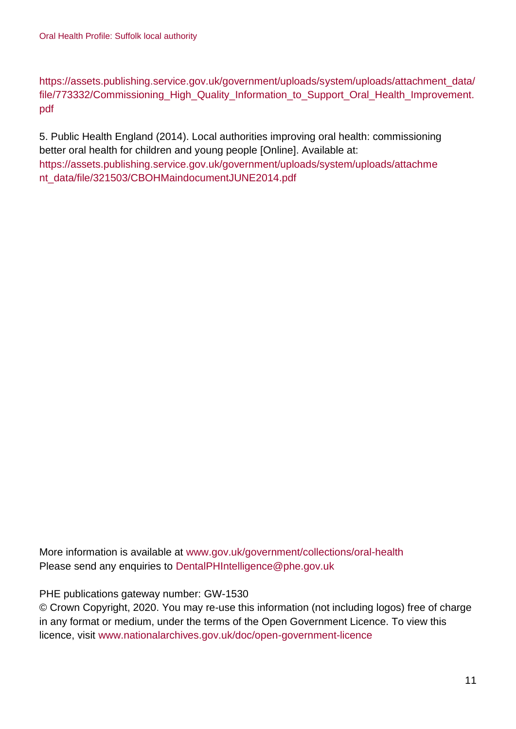https://assets.publishing.service.gov.uk/government/uploads/system/uploads/attachment_data/file/773332/Commissioning_High_Quality_Information_to_Support_Oral_Health_Improvement.pdf

5. Public Health England (2014). Local authorities improving oral health: commissioning better oral health for children and young people [Online]. Available at: https://assets.publishing.service.gov.uk/government/uploads/system/uploads/attachment_data/file/321503/CBOHMaindocumentJUNE2014.pdf

More information is available at www.gov.uk/government/collections/oral-health
Please send any enquiries to DentalPHIntelligence@phe.gov.uk

PHE publications gateway number: GW-1530
© Crown Copyright, 2020. You may re-use this information (not including logos) free of charge in any format or medium, under the terms of the Open Government Licence. To view this licence, visit www.nationalarchives.gov.uk/doc/open-government-licence